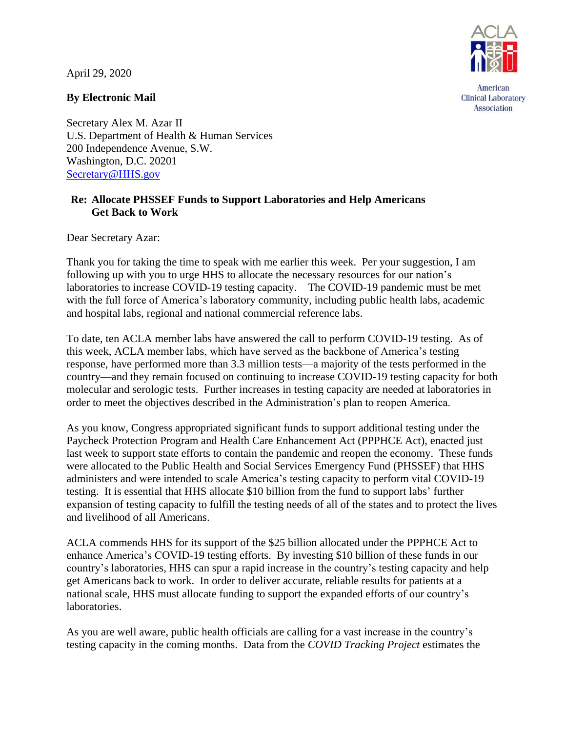April 29, 2020

American Clinical Laboratory Association

**By Electronic Mail**

Secretary Alex M. Azar II
U.S. Department of Health & Human Services
200 Independence Avenue, S.W.
Washington, D.C. 20201
Secretary@HHS.gov

**Re: Allocate PHSSEF Funds to Support Laboratories and Help Americans Get Back to Work**

Dear Secretary Azar:

Thank you for taking the time to speak with me earlier this week. Per your suggestion, I am following up with you to urge HHS to allocate the necessary resources for our nation's laboratories to increase COVID-19 testing capacity. The COVID-19 pandemic must be met with the full force of America's laboratory community, including public health labs, academic and hospital labs, regional and national commercial reference labs.

To date, ten ACLA member labs have answered the call to perform COVID-19 testing. As of this week, ACLA member labs, which have served as the backbone of America's testing response, have performed more than 3.3 million tests—a majority of the tests performed in the country—and they remain focused on continuing to increase COVID-19 testing capacity for both molecular and serologic tests. Further increases in testing capacity are needed at laboratories in order to meet the objectives described in the Administration's plan to reopen America.

As you know, Congress appropriated significant funds to support additional testing under the Paycheck Protection Program and Health Care Enhancement Act (PPPHCE Act), enacted just last week to support state efforts to contain the pandemic and reopen the economy. These funds were allocated to the Public Health and Social Services Emergency Fund (PHSSEF) that HHS administers and were intended to scale America's testing capacity to perform vital COVID-19 testing. It is essential that HHS allocate $10 billion from the fund to support labs' further expansion of testing capacity to fulfill the testing needs of all of the states and to protect the lives and livelihood of all Americans.

ACLA commends HHS for its support of the $25 billion allocated under the PPPHCE Act to enhance America's COVID-19 testing efforts. By investing $10 billion of these funds in our country's laboratories, HHS can spur a rapid increase in the country's testing capacity and help get Americans back to work. In order to deliver accurate, reliable results for patients at a national scale, HHS must allocate funding to support the expanded efforts of our country's laboratories.

As you are well aware, public health officials are calling for a vast increase in the country's testing capacity in the coming months. Data from the *COVID Tracking Project* estimates the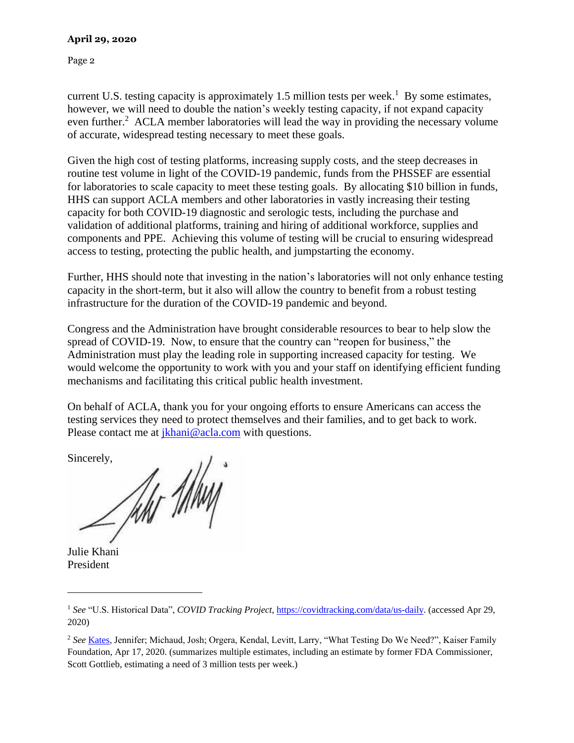current U.S. testing capacity is approximately 1.5 million tests per week.[1] By some estimates, however, we will need to double the nation's weekly testing capacity, if not expand capacity even further.[2] ACLA member laboratories will lead the way in providing the necessary volume of accurate, widespread testing necessary to meet these goals.

Given the high cost of testing platforms, increasing supply costs, and the steep decreases in routine test volume in light of the COVID-19 pandemic, funds from the PHSSEF are essential for laboratories to scale capacity to meet these testing goals. By allocating $10 billion in funds, HHS can support ACLA members and other laboratories in vastly increasing their testing capacity for both COVID-19 diagnostic and serologic tests, including the purchase and validation of additional platforms, training and hiring of additional workforce, supplies and components and PPE. Achieving this volume of testing will be crucial to ensuring widespread access to testing, protecting the public health, and jumpstarting the economy.

Further, HHS should note that investing in the nation's laboratories will not only enhance testing capacity in the short-term, but it also will allow the country to benefit from a robust testing infrastructure for the duration of the COVID-19 pandemic and beyond.

Congress and the Administration have brought considerable resources to bear to help slow the spread of COVID-19. Now, to ensure that the country can "reopen for business," the Administration must play the leading role in supporting increased capacity for testing. We would welcome the opportunity to work with you and your staff on identifying efficient funding mechanisms and facilitating this critical public health investment.

On behalf of ACLA, thank you for your ongoing efforts to ensure Americans can access the testing services they need to protect themselves and their families, and to get back to work. Please contact me at jkhani@acla.com with questions.

Sincerely,

Julie Khani
President

---

[1] *See* "U.S. Historical Data", *COVID Tracking Project*, https://covidtracking.com/data/us-daily. (accessed Apr 29, 2020)

[2] *See* Kates, Jennifer; Michaud, Josh; Orgera, Kendal, Levitt, Larry, "What Testing Do We Need?", Kaiser Family Foundation, Apr 17, 2020. (summarizes multiple estimates, including an estimate by former FDA Commissioner, Scott Gottlieb, estimating a need of 3 million tests per week.)